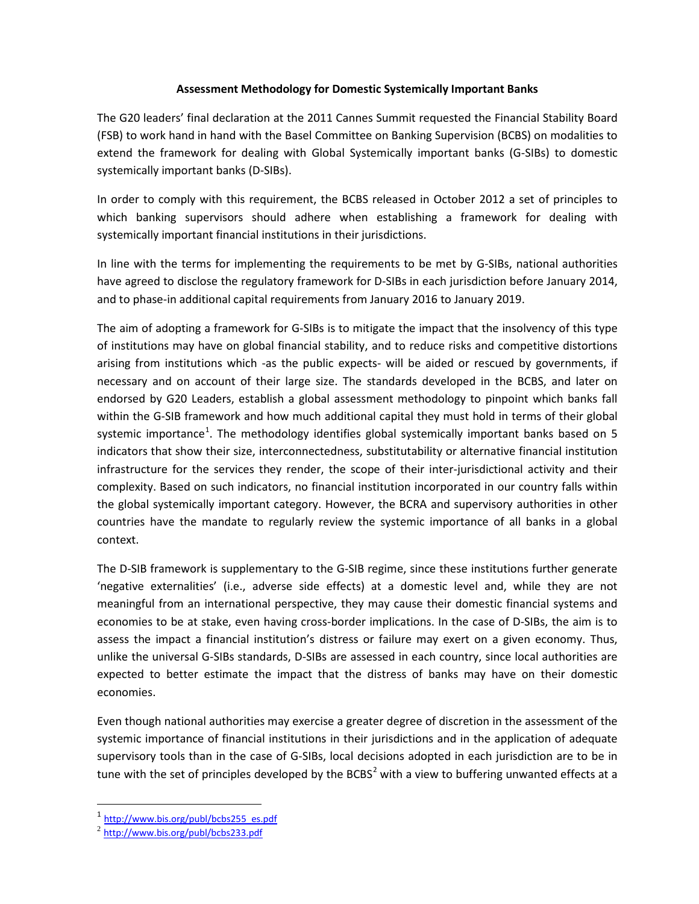**Assessment Methodology for Domestic Systemically Important Banks**

The G20 leaders' final declaration at the 2011 Cannes Summit requested the Financial Stability Board (FSB) to work hand in hand with the Basel Committee on Banking Supervision (BCBS) on modalities to extend the framework for dealing with Global Systemically important banks (G-SIBs) to domestic systemically important banks (D-SIBs).

In order to comply with this requirement, the BCBS released in October 2012 a set of principles to which banking supervisors should adhere when establishing a framework for dealing with systemically important financial institutions in their jurisdictions.

In line with the terms for implementing the requirements to be met by G-SIBs, national authorities have agreed to disclose the regulatory framework for D-SIBs in each jurisdiction before January 2014, and to phase-in additional capital requirements from January 2016 to January 2019.

The aim of adopting a framework for G-SIBs is to mitigate the impact that the insolvency of this type of institutions may have on global financial stability, and to reduce risks and competitive distortions arising from institutions which -as the public expects- will be aided or rescued by governments, if necessary and on account of their large size. The standards developed in the BCBS, and later on endorsed by G20 Leaders, establish a global assessment methodology to pinpoint which banks fall within the G-SIB framework and how much additional capital they must hold in terms of their global systemic importance[1]. The methodology identifies global systemically important banks based on 5 indicators that show their size, interconnectedness, substitutability or alternative financial institution infrastructure for the services they render, the scope of their inter-jurisdictional activity and their complexity. Based on such indicators, no financial institution incorporated in our country falls within the global systemically important category. However, the BCRA and supervisory authorities in other countries have the mandate to regularly review the systemic importance of all banks in a global context.

The D-SIB framework is supplementary to the G-SIB regime, since these institutions further generate 'negative externalities' (i.e., adverse side effects) at a domestic level and, while they are not meaningful from an international perspective, they may cause their domestic financial systems and economies to be at stake, even having cross-border implications. In the case of D-SIBs, the aim is to assess the impact a financial institution's distress or failure may exert on a given economy. Thus, unlike the universal G-SIBs standards, D-SIBs are assessed in each country, since local authorities are expected to better estimate the impact that the distress of banks may have on their domestic economies.

Even though national authorities may exercise a greater degree of discretion in the assessment of the systemic importance of financial institutions in their jurisdictions and in the application of adequate supervisory tools than in the case of G-SIBs, local decisions adopted in each jurisdiction are to be in tune with the set of principles developed by the BCBS[2] with a view to buffering unwanted effects at a

[1] http://www.bis.org/publ/bcbs255_es.pdf

[2] http://www.bis.org/publ/bcbs233.pdf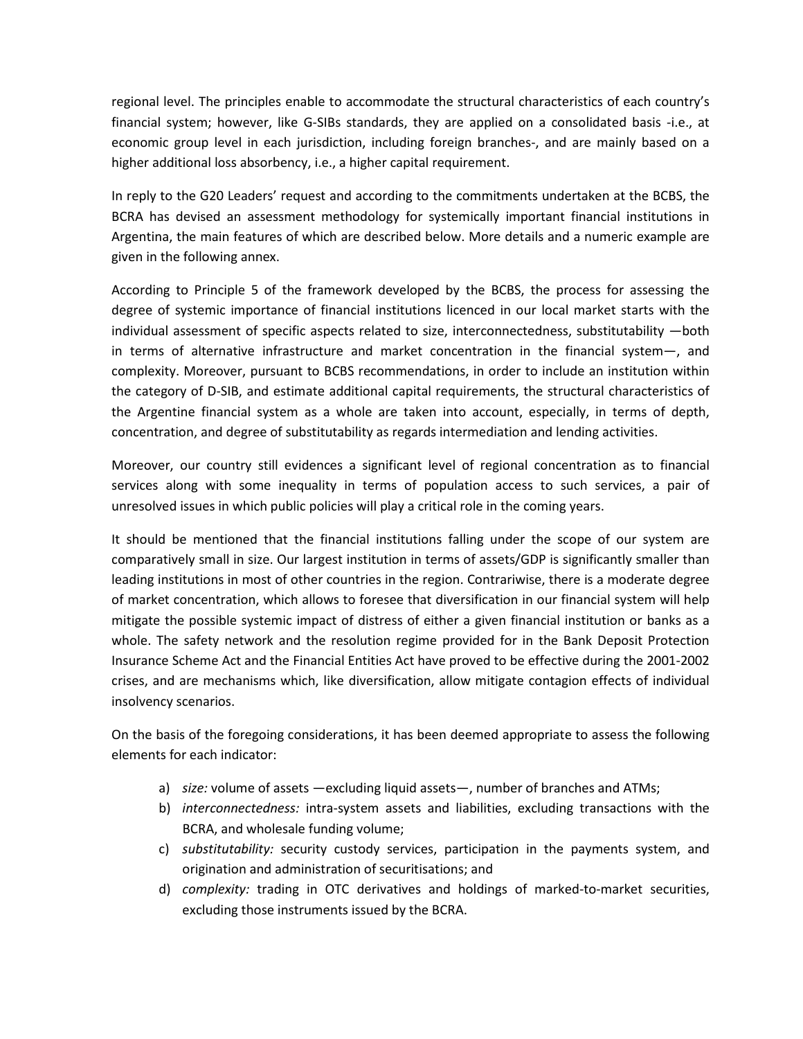regional level. The principles enable to accommodate the structural characteristics of each country's financial system; however, like G-SIBs standards, they are applied on a consolidated basis -i.e., at economic group level in each jurisdiction, including foreign branches-, and are mainly based on a higher additional loss absorbency, i.e., a higher capital requirement.

In reply to the G20 Leaders' request and according to the commitments undertaken at the BCBS, the BCRA has devised an assessment methodology for systemically important financial institutions in Argentina, the main features of which are described below. More details and a numeric example are given in the following annex.

According to Principle 5 of the framework developed by the BCBS, the process for assessing the degree of systemic importance of financial institutions licenced in our local market starts with the individual assessment of specific aspects related to size, interconnectedness, substitutability —both in terms of alternative infrastructure and market concentration in the financial system—, and complexity. Moreover, pursuant to BCBS recommendations, in order to include an institution within the category of D-SIB, and estimate additional capital requirements, the structural characteristics of the Argentine financial system as a whole are taken into account, especially, in terms of depth, concentration, and degree of substitutability as regards intermediation and lending activities.

Moreover, our country still evidences a significant level of regional concentration as to financial services along with some inequality in terms of population access to such services, a pair of unresolved issues in which public policies will play a critical role in the coming years.

It should be mentioned that the financial institutions falling under the scope of our system are comparatively small in size. Our largest institution in terms of assets/GDP is significantly smaller than leading institutions in most of other countries in the region. Contrariwise, there is a moderate degree of market concentration, which allows to foresee that diversification in our financial system will help mitigate the possible systemic impact of distress of either a given financial institution or banks as a whole. The safety network and the resolution regime provided for in the Bank Deposit Protection Insurance Scheme Act and the Financial Entities Act have proved to be effective during the 2001-2002 crises, and are mechanisms which, like diversification, allow mitigate contagion effects of individual insolvency scenarios.

On the basis of the foregoing considerations, it has been deemed appropriate to assess the following elements for each indicator:

a) *size:* volume of assets —excluding liquid assets—, number of branches and ATMs;
b) *interconnectedness:* intra-system assets and liabilities, excluding transactions with the BCRA, and wholesale funding volume;
c) *substitutability:* security custody services, participation in the payments system, and origination and administration of securitisations; and
d) *complexity:* trading in OTC derivatives and holdings of marked-to-market securities, excluding those instruments issued by the BCRA.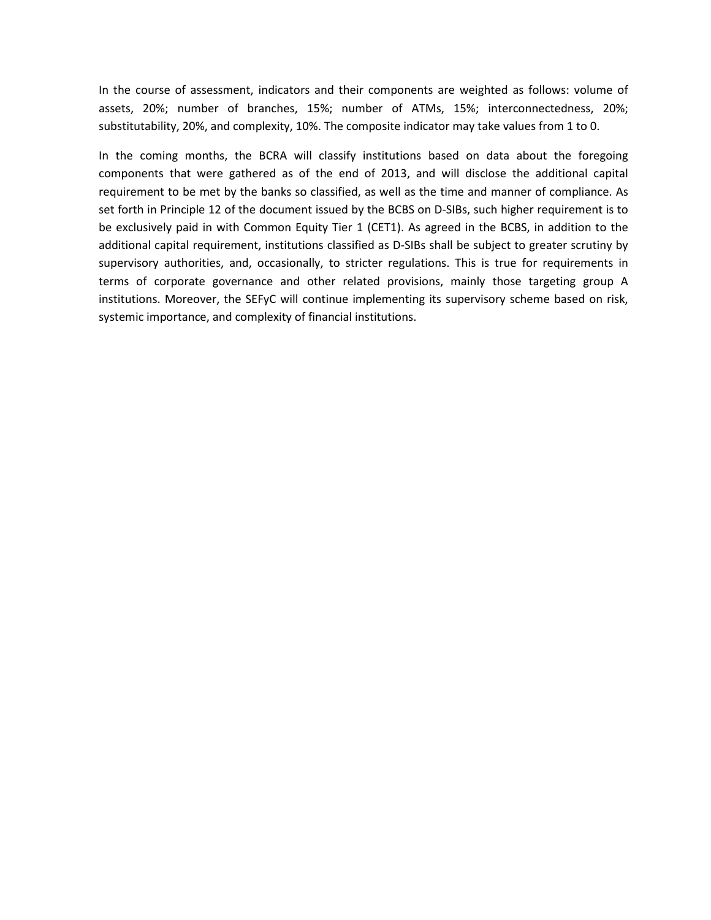In the course of assessment, indicators and their components are weighted as follows: volume of assets, 20%; number of branches, 15%; number of ATMs, 15%; interconnectedness, 20%; substitutability, 20%, and complexity, 10%. The composite indicator may take values from 1 to 0.

In the coming months, the BCRA will classify institutions based on data about the foregoing components that were gathered as of the end of 2013, and will disclose the additional capital requirement to be met by the banks so classified, as well as the time and manner of compliance. As set forth in Principle 12 of the document issued by the BCBS on D-SIBs, such higher requirement is to be exclusively paid in with Common Equity Tier 1 (CET1). As agreed in the BCBS, in addition to the additional capital requirement, institutions classified as D-SIBs shall be subject to greater scrutiny by supervisory authorities, and, occasionally, to stricter regulations. This is true for requirements in terms of corporate governance and other related provisions, mainly those targeting group A institutions. Moreover, the SEFyC will continue implementing its supervisory scheme based on risk, systemic importance, and complexity of financial institutions.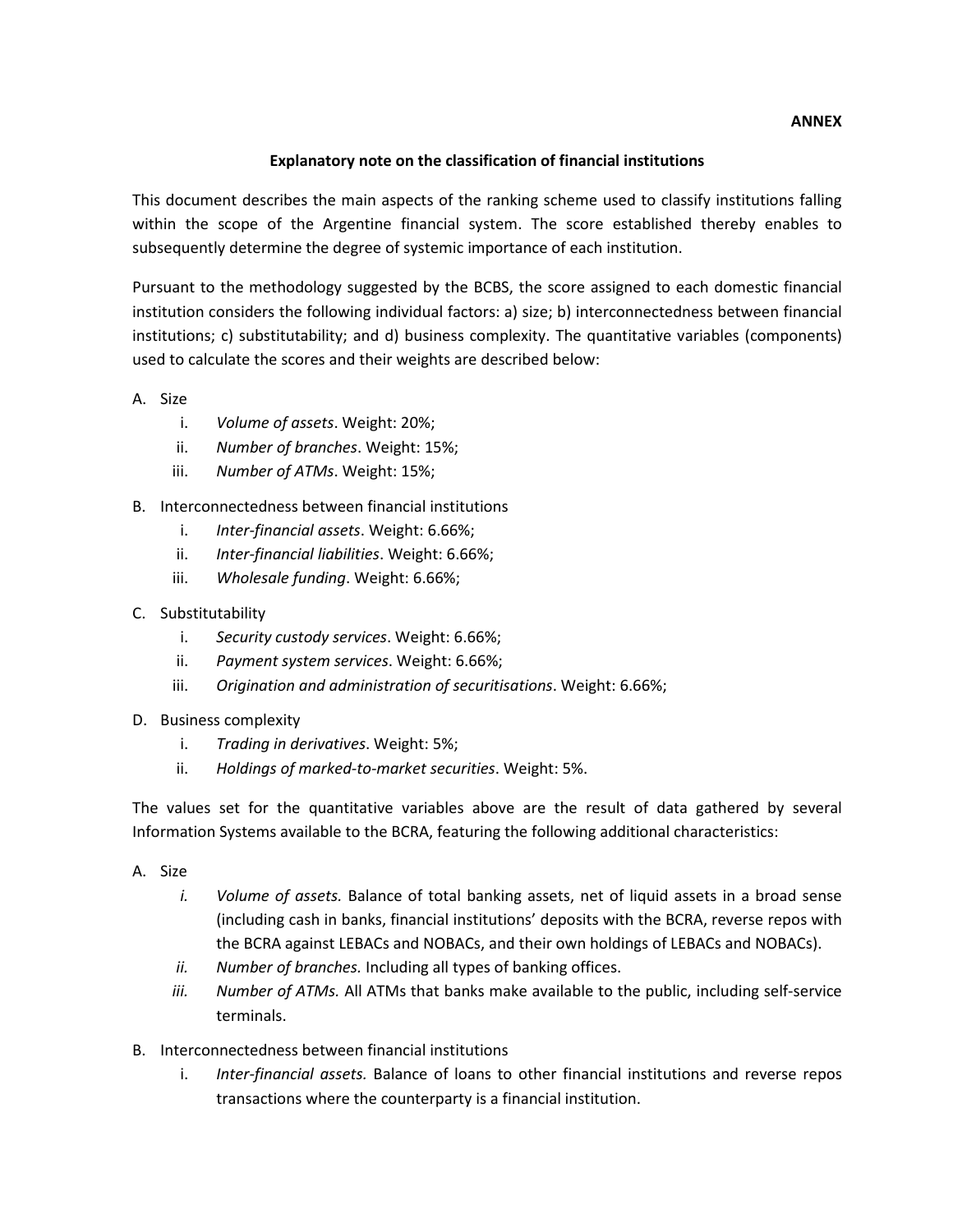**ANNEX**

**Explanatory note on the classification of financial institutions**

This document describes the main aspects of the ranking scheme used to classify institutions falling within the scope of the Argentine financial system. The score established thereby enables to subsequently determine the degree of systemic importance of each institution.

Pursuant to the methodology suggested by the BCBS, the score assigned to each domestic financial institution considers the following individual factors: a) size; b) interconnectedness between financial institutions; c) substitutability; and d) business complexity. The quantitative variables (components) used to calculate the scores and their weights are described below:

A. Size
   i. *Volume of assets*. Weight: 20%;
   ii. *Number of branches*. Weight: 15%;
   iii. *Number of ATMs*. Weight: 15%;

B. Interconnectedness between financial institutions
   i. *Inter-financial assets*. Weight: 6.66%;
   ii. *Inter-financial liabilities*. Weight: 6.66%;
   iii. *Wholesale funding*. Weight: 6.66%;

C. Substitutability
   i. *Security custody services*. Weight: 6.66%;
   ii. *Payment system services*. Weight: 6.66%;
   iii. *Origination and administration of securitisations*. Weight: 6.66%;

D. Business complexity
   i. *Trading in derivatives*. Weight: 5%;
   ii. *Holdings of marked-to-market securities*. Weight: 5%.

The values set for the quantitative variables above are the result of data gathered by several Information Systems available to the BCRA, featuring the following additional characteristics:

A. Size
   *i. Volume of assets.* Balance of total banking assets, net of liquid assets in a broad sense (including cash in banks, financial institutions' deposits with the BCRA, reverse repos with the BCRA against LEBACs and NOBACs, and their own holdings of LEBACs and NOBACs).
   *ii. Number of branches.* Including all types of banking offices.
   *iii. Number of ATMs.* All ATMs that banks make available to the public, including self-service terminals.

B. Interconnectedness between financial institutions
   i. *Inter-financial assets.* Balance of loans to other financial institutions and reverse repos transactions where the counterparty is a financial institution.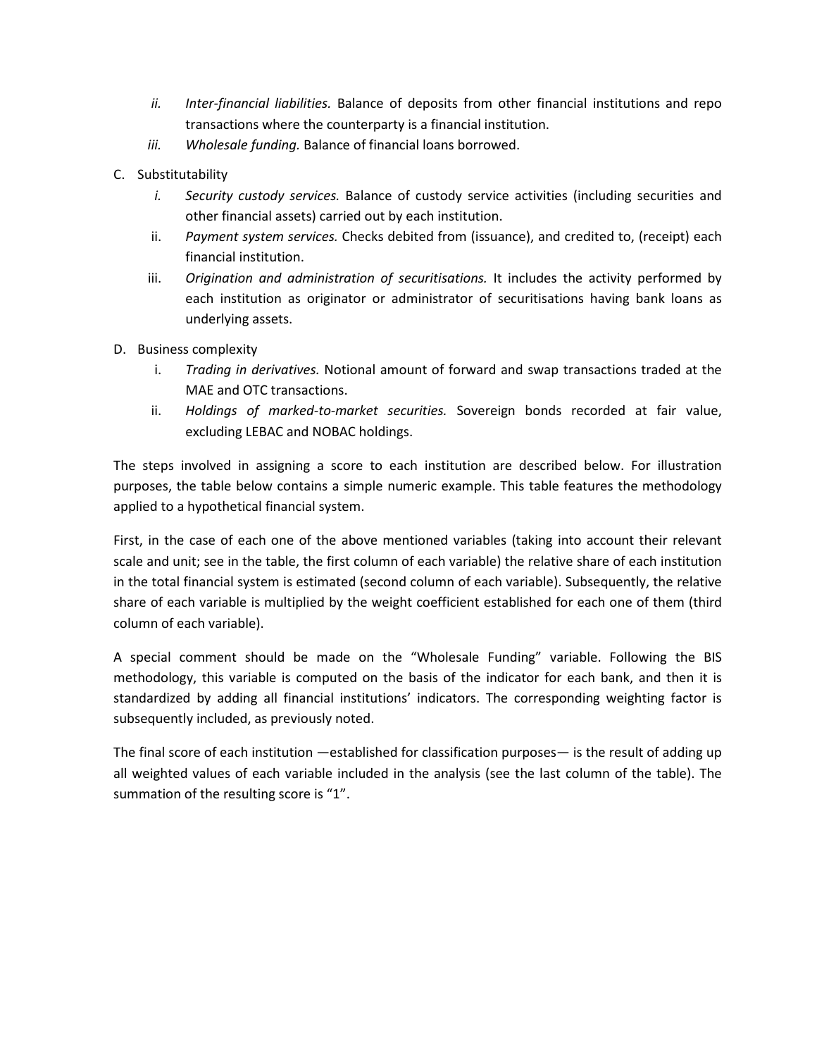ii. *Inter-financial liabilities.* Balance of deposits from other financial institutions and repo transactions where the counterparty is a financial institution.
   iii. *Wholesale funding.* Balance of financial loans borrowed.

C. Substitutability
   i. *Security custody services.* Balance of custody service activities (including securities and other financial assets) carried out by each institution.
   ii. *Payment system services.* Checks debited from (issuance), and credited to, (receipt) each financial institution.
   iii. *Origination and administration of securitisations.* It includes the activity performed by each institution as originator or administrator of securitisations having bank loans as underlying assets.

D. Business complexity
   i. *Trading in derivatives.* Notional amount of forward and swap transactions traded at the MAE and OTC transactions.
   ii. *Holdings of marked-to-market securities.* Sovereign bonds recorded at fair value, excluding LEBAC and NOBAC holdings.

The steps involved in assigning a score to each institution are described below. For illustration purposes, the table below contains a simple numeric example. This table features the methodology applied to a hypothetical financial system.

First, in the case of each one of the above mentioned variables (taking into account their relevant scale and unit; see in the table, the first column of each variable) the relative share of each institution in the total financial system is estimated (second column of each variable). Subsequently, the relative share of each variable is multiplied by the weight coefficient established for each one of them (third column of each variable).

A special comment should be made on the "Wholesale Funding" variable. Following the BIS methodology, this variable is computed on the basis of the indicator for each bank, and then it is standardized by adding all financial institutions' indicators. The corresponding weighting factor is subsequently included, as previously noted.

The final score of each institution —established for classification purposes— is the result of adding up all weighted values of each variable included in the analysis (see the last column of the table). The summation of the resulting score is "1".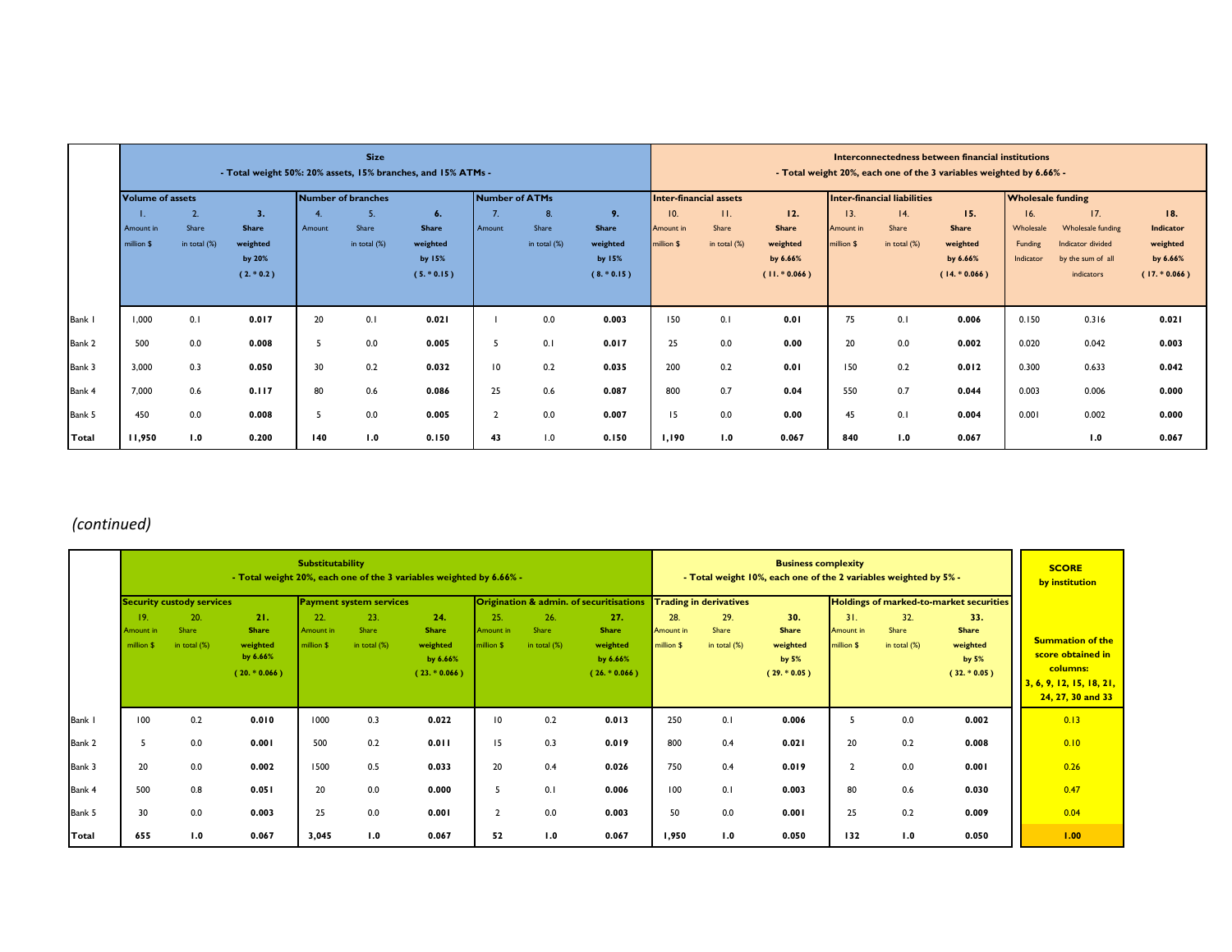| | Size - Total weight 50%: 20% assets, 15% branches, and 15% ATMs - | | | | | | | | | Interconnectedness between financial institutions - Total weight 20%, each one of the 3 variables weighted by 6.66% - | | | | | | | | |
|---|---|---|---|---|---|---|---|---|---|---|---|---|---|---|---|---|---|---|
| | Volume of assets | | | Number of branches | | | Number of ATMs | | | Inter-financial assets | | | Inter-financial liabilities | | | Wholesale funding | | |
| | 1. Amount in million $ | 2. Share in total (%) | 3. Share weighted by 20% ( 2. * 0.2 ) | 4. Amount | 5. Share in total (%) | 6. Share weighted by 15% ( 5. * 0.15 ) | 7. Amount | 8. Share in total (%) | 9. Share weighted by 15% ( 8. * 0.15 ) | 10. Amount in million $ | 11. Share in total (%) | 12. Share weighted by 6.66% ( 11. * 0.066 ) | 13. Amount in million $ | 14. Share in total (%) | 15. Share weighted by 6.66% ( 14. * 0.066 ) | 16. Wholesale Funding Indicator | 17. Wholesale funding Indicator divided by the sum of all indicators | 18. Indicator weighted by 6.66% ( 17. * 0.066 ) |
| Bank 1 | 1,000 | 0.1 | **0.017** | 20 | 0.1 | **0.021** | 1 | 0.0 | **0.003** | 150 | 0.1 | **0.01** | 75 | 0.1 | **0.006** | 0.150 | 0.316 | **0.021** |
| Bank 2 | 500 | 0.0 | **0.008** | 5 | 0.0 | **0.005** | 5 | 0.1 | **0.017** | 25 | 0.0 | **0.00** | 20 | 0.0 | **0.002** | 0.020 | 0.042 | **0.003** |
| Bank 3 | 3,000 | 0.3 | **0.050** | 30 | 0.2 | **0.032** | 10 | 0.2 | **0.035** | 200 | 0.2 | **0.01** | 150 | 0.2 | **0.012** | 0.300 | 0.633 | **0.042** |
| Bank 4 | 7,000 | 0.6 | **0.117** | 80 | 0.6 | **0.086** | 25 | 0.6 | **0.087** | 800 | 0.7 | **0.04** | 550 | 0.7 | **0.044** | 0.003 | 0.006 | **0.000** |
| Bank 5 | 450 | 0.0 | **0.008** | 5 | 0.0 | **0.005** | 2 | 0.0 | **0.007** | 15 | 0.0 | **0.00** | 45 | 0.1 | **0.004** | 0.001 | 0.002 | **0.000** |
| **Total** | **11,950** | **1.0** | **0.200** | **140** | **1.0** | **0.150** | **43** | 1.0 | **0.150** | **1,190** | **1.0** | **0.067** | **840** | **1.0** | **0.067** | | **1.0** | **0.067** |

*(continued)*

| | Substitutability - Total weight 20%, each one of the 3 variables weighted by 6.66% - | | | | | | | | | Business complexity - Total weight 10%, each one of the 2 variables weighted by 5% - | | | | | | SCORE by institution |
|---|---|---|---|---|---|---|---|---|---|---|---|---|---|---|---|---|
| | Security custody services | | | Payment system services | | | Origination & admin. of securitisations | | | Trading in derivatives | | | Holdings of marked-to-market securities | | | |
| | 19. Amount in million $ | 20. Share in total (%) | 21. Share weighted by 6.66% ( 20. * 0.066 ) | 22. Amount in million $ | 23. Share in total (%) | 24. Share weighted by 6.66% ( 23. * 0.066 ) | 25. Amount in million $ | 26. Share in total (%) | 27. Share weighted by 6.66% ( 26. * 0.066 ) | 28. Amount in million $ | 29. Share in total (%) | 30. Share weighted by 5% ( 29. * 0.05 ) | 31. Amount in million $ | 32. Share in total (%) | 33. Share weighted by 5% ( 32. * 0.05 ) | Summation of the score obtained in columns: 3, 6, 9, 12, 15, 18, 21, 24, 27, 30 and 33 |
| Bank 1 | 100 | 0.2 | **0.010** | 1000 | 0.3 | **0.022** | 10 | 0.2 | **0.013** | 250 | 0.1 | **0.006** | 5 | 0.0 | **0.002** | 0.13 |
| Bank 2 | 5 | 0.0 | **0.001** | 500 | 0.2 | **0.011** | 15 | 0.3 | **0.019** | 800 | 0.4 | **0.021** | 20 | 0.2 | **0.008** | 0.10 |
| Bank 3 | 20 | 0.0 | **0.002** | 1500 | 0.5 | **0.033** | 20 | 0.4 | **0.026** | 750 | 0.4 | **0.019** | 2 | 0.0 | **0.001** | 0.26 |
| Bank 4 | 500 | 0.8 | **0.051** | 20 | 0.0 | **0.000** | 5 | 0.1 | **0.006** | 100 | 0.1 | **0.003** | 80 | 0.6 | **0.030** | 0.47 |
| Bank 5 | 30 | 0.0 | **0.003** | 25 | 0.0 | **0.001** | 2 | 0.0 | **0.003** | 50 | 0.0 | **0.001** | 25 | 0.2 | **0.009** | 0.04 |
| **Total** | **655** | **1.0** | **0.067** | **3,045** | **1.0** | **0.067** | **52** | **1.0** | **0.067** | **1,950** | **1.0** | **0.050** | **132** | **1.0** | **0.050** | **1.00** |